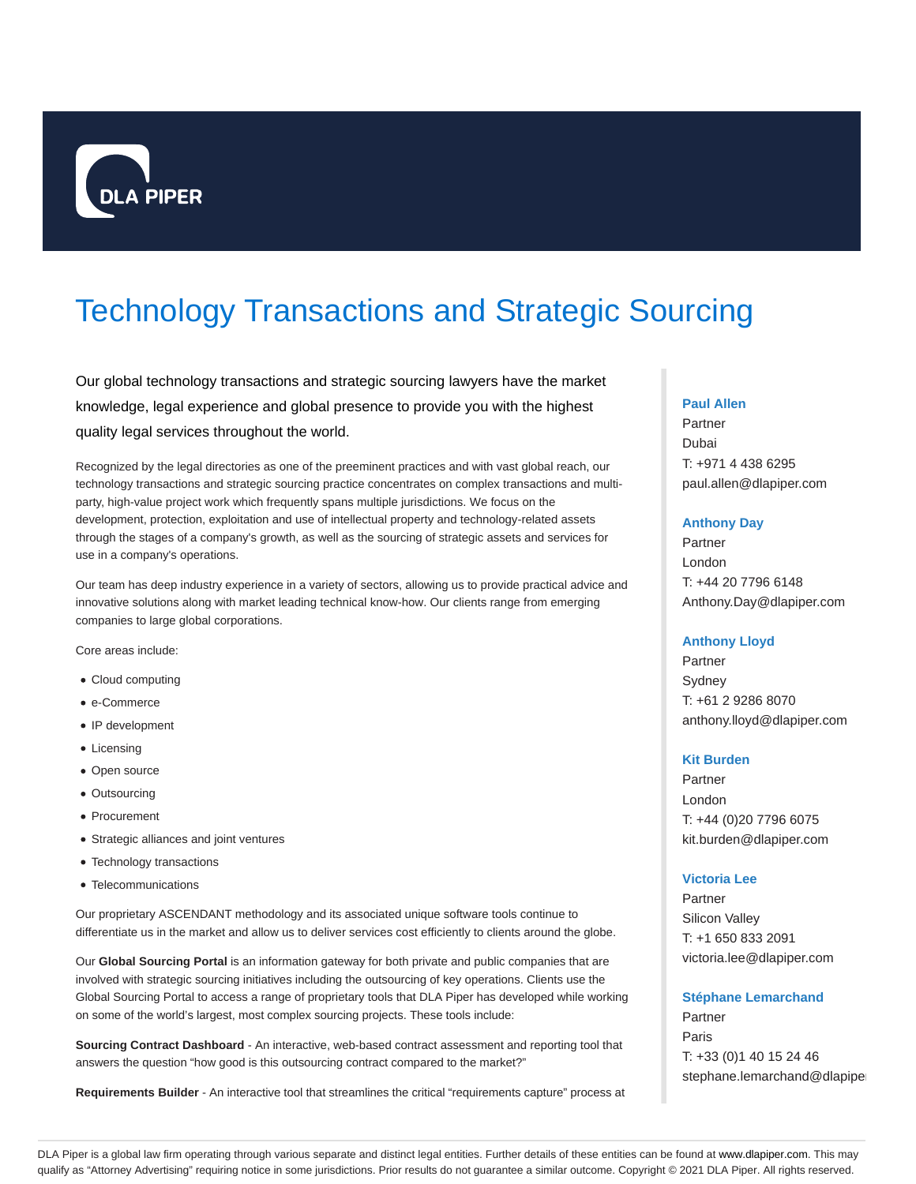DLA PIPER

# Technology Transactions and Strategic Sourcing

Our global technology transactions and strategic sourcing lawyers have the market knowledge, legal experience and global presence to provide you with the highest quality legal services throughout the world.

Recognized by the legal directories as one of the preeminent practices and with vast global reach, our technology transactions and strategic sourcing practice concentrates on complex transactions and multi-party, high-value project work which frequently spans multiple jurisdictions. We focus on the development, protection, exploitation and use of intellectual property and technology-related assets through the stages of a company's growth, as well as the sourcing of strategic assets and services for use in a company's operations.

Our team has deep industry experience in a variety of sectors, allowing us to provide practical advice and innovative solutions along with market leading technical know-how. Our clients range from emerging companies to large global corporations.

Core areas include:

- Cloud computing
- e-Commerce
- IP development
- Licensing
- Open source
- Outsourcing
- Procurement
- Strategic alliances and joint ventures
- Technology transactions
- Telecommunications

Our proprietary ASCENDANT methodology and its associated unique software tools continue to differentiate us in the market and allow us to deliver services cost efficiently to clients around the globe.

Our **Global Sourcing Portal** is an information gateway for both private and public companies that are involved with strategic sourcing initiatives including the outsourcing of key operations. Clients use the Global Sourcing Portal to access a range of proprietary tools that DLA Piper has developed while working on some of the world's largest, most complex sourcing projects. These tools include:

**Sourcing Contract Dashboard** - An interactive, web-based contract assessment and reporting tool that answers the question "how good is this outsourcing contract compared to the market?"

**Requirements Builder** - An interactive tool that streamlines the critical "requirements capture" process at

**Paul Allen**
Partner
Dubai
T: +971 4 438 6295
paul.allen@dlapiper.com

**Anthony Day**
Partner
London
T: +44 20 7796 6148
Anthony.Day@dlapiper.com

**Anthony Lloyd**
Partner
Sydney
T: +61 2 9286 8070
anthony.lloyd@dlapiper.com

**Kit Burden**
Partner
London
T: +44 (0)20 7796 6075
kit.burden@dlapiper.com

**Victoria Lee**
Partner
Silicon Valley
T: +1 650 833 2091
victoria.lee@dlapiper.com

**Stéphane Lemarchand**
Partner
Paris
T: +33 (0)1 40 15 24 46
stephane.lemarchand@dlapiper

DLA Piper is a global law firm operating through various separate and distinct legal entities. Further details of these entities can be found at www.dlapiper.com. This may qualify as "Attorney Advertising" requiring notice in some jurisdictions. Prior results do not guarantee a similar outcome. Copyright © 2021 DLA Piper. All rights reserved.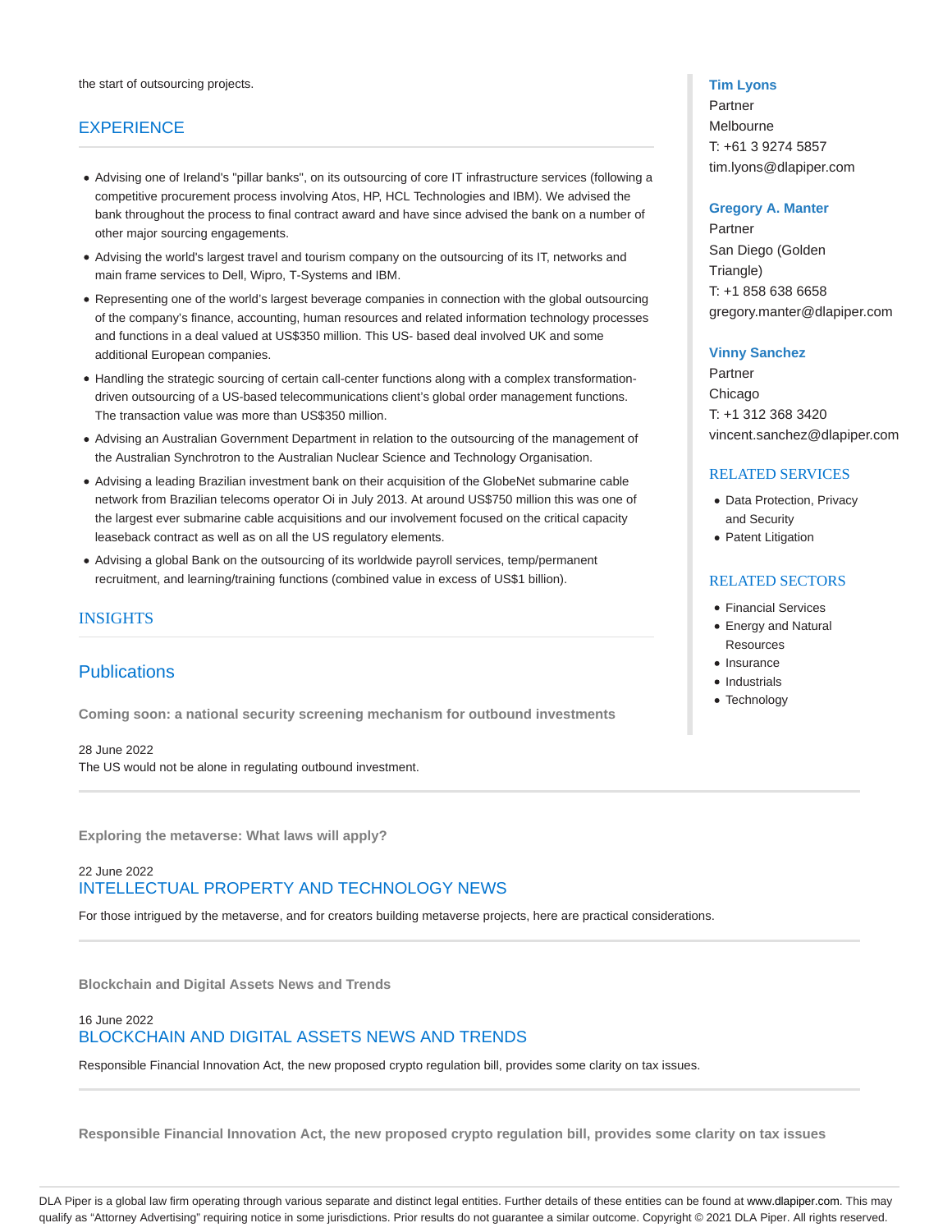the start of outsourcing projects.

## EXPERIENCE

- Advising one of Ireland's "pillar banks", on its outsourcing of core IT infrastructure services (following a competitive procurement process involving Atos, HP, HCL Technologies and IBM). We advised the bank throughout the process to final contract award and have since advised the bank on a number of other major sourcing engagements.
- Advising the world's largest travel and tourism company on the outsourcing of its IT, networks and main frame services to Dell, Wipro, T-Systems and IBM.
- Representing one of the world's largest beverage companies in connection with the global outsourcing of the company's finance, accounting, human resources and related information technology processes and functions in a deal valued at US$350 million. This US- based deal involved UK and some additional European companies.
- Handling the strategic sourcing of certain call-center functions along with a complex transformation-driven outsourcing of a US-based telecommunications client's global order management functions. The transaction value was more than US$350 million.
- Advising an Australian Government Department in relation to the outsourcing of the management of the Australian Synchrotron to the Australian Nuclear Science and Technology Organisation.
- Advising a leading Brazilian investment bank on their acquisition of the GlobeNet submarine cable network from Brazilian telecoms operator Oi in July 2013. At around US$750 million this was one of the largest ever submarine cable acquisitions and our involvement focused on the critical capacity leaseback contract as well as on all the US regulatory elements.
- Advising a global Bank on the outsourcing of its worldwide payroll services, temp/permanent recruitment, and learning/training functions (combined value in excess of US$1 billion).

## INSIGHTS

### Publications

**Coming soon: a national security screening mechanism for outbound investments**

28 June 2022
The US would not be alone in regulating outbound investment.

**Exploring the metaverse: What laws will apply?**

22 June 2022
INTELLECTUAL PROPERTY AND TECHNOLOGY NEWS

For those intrigued by the metaverse, and for creators building metaverse projects, here are practical considerations.

**Blockchain and Digital Assets News and Trends**

16 June 2022
BLOCKCHAIN AND DIGITAL ASSETS NEWS AND TRENDS

Responsible Financial Innovation Act, the new proposed crypto regulation bill, provides some clarity on tax issues.

**Responsible Financial Innovation Act, the new proposed crypto regulation bill, provides some clarity on tax issues**

**Tim Lyons**
Partner
Melbourne
T: +61 3 9274 5857
tim.lyons@dlapiper.com

**Gregory A. Manter**
Partner
San Diego (Golden Triangle)
T: +1 858 638 6658
gregory.manter@dlapiper.com

**Vinny Sanchez**
Partner
Chicago
T: +1 312 368 3420
vincent.sanchez@dlapiper.com

## RELATED SERVICES

- Data Protection, Privacy and Security
- Patent Litigation

## RELATED SECTORS

- Financial Services
- Energy and Natural Resources
- Insurance
- Industrials
- Technology

DLA Piper is a global law firm operating through various separate and distinct legal entities. Further details of these entities can be found at www.dlapiper.com. This may qualify as "Attorney Advertising" requiring notice in some jurisdictions. Prior results do not guarantee a similar outcome. Copyright © 2021 DLA Piper. All rights reserved.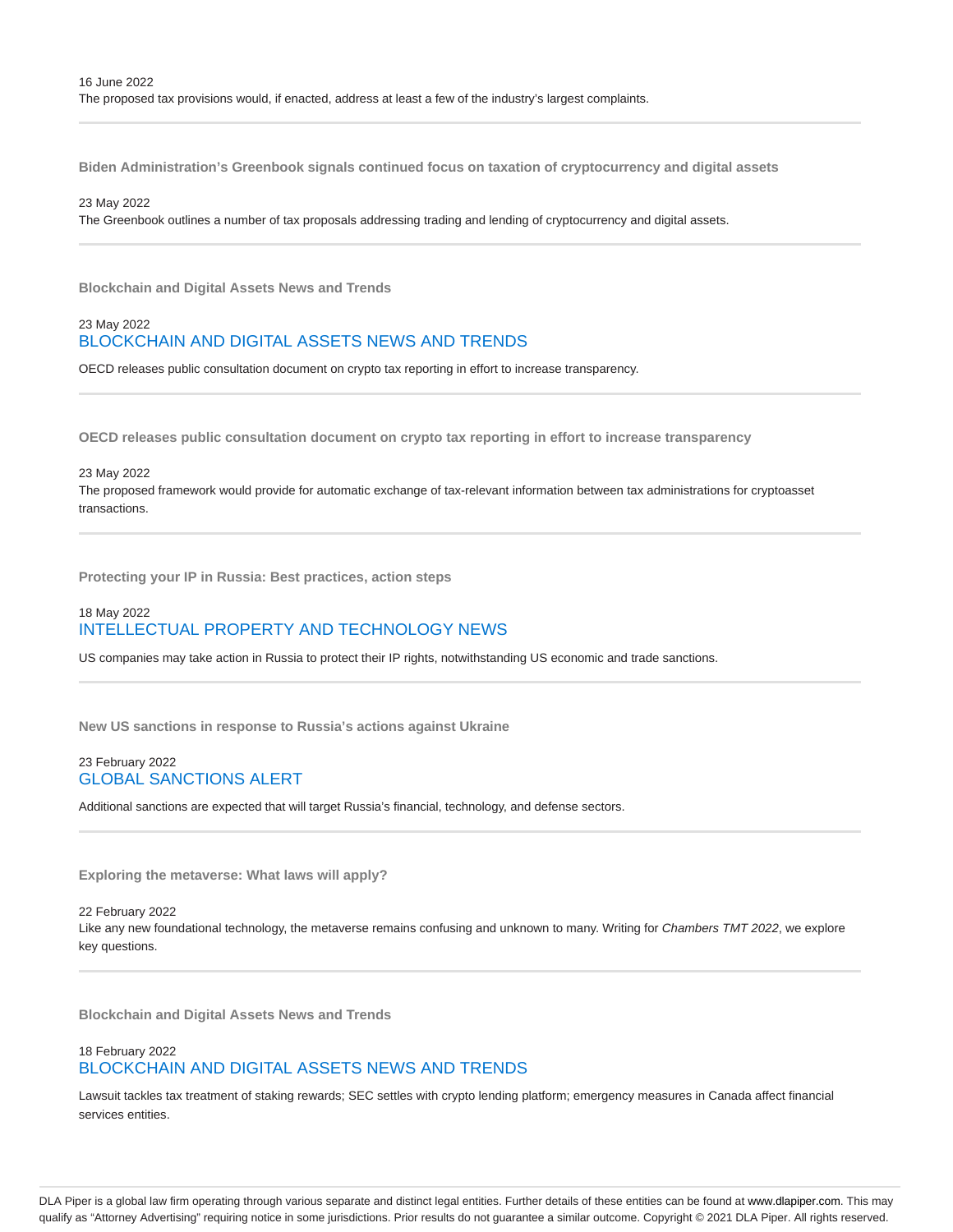16 June 2022

The proposed tax provisions would, if enacted, address at least a few of the industry's largest complaints.

---

**Biden Administration's Greenbook signals continued focus on taxation of cryptocurrency and digital assets**

23 May 2022

The Greenbook outlines a number of tax proposals addressing trading and lending of cryptocurrency and digital assets.

---

**Blockchain and Digital Assets News and Trends**

23 May 2022

BLOCKCHAIN AND DIGITAL ASSETS NEWS AND TRENDS

OECD releases public consultation document on crypto tax reporting in effort to increase transparency.

---

**OECD releases public consultation document on crypto tax reporting in effort to increase transparency**

23 May 2022

The proposed framework would provide for automatic exchange of tax-relevant information between tax administrations for cryptoasset transactions.

---

**Protecting your IP in Russia: Best practices, action steps**

18 May 2022

INTELLECTUAL PROPERTY AND TECHNOLOGY NEWS

US companies may take action in Russia to protect their IP rights, notwithstanding US economic and trade sanctions.

---

**New US sanctions in response to Russia's actions against Ukraine**

23 February 2022

GLOBAL SANCTIONS ALERT

Additional sanctions are expected that will target Russia's financial, technology, and defense sectors.

---

**Exploring the metaverse: What laws will apply?**

22 February 2022

Like any new foundational technology, the metaverse remains confusing and unknown to many. Writing for *Chambers TMT 2022*, we explore key questions.

---

**Blockchain and Digital Assets News and Trends**

18 February 2022

BLOCKCHAIN AND DIGITAL ASSETS NEWS AND TRENDS

Lawsuit tackles tax treatment of staking rewards; SEC settles with crypto lending platform; emergency measures in Canada affect financial services entities.

DLA Piper is a global law firm operating through various separate and distinct legal entities. Further details of these entities can be found at www.dlapiper.com. This may qualify as "Attorney Advertising" requiring notice in some jurisdictions. Prior results do not guarantee a similar outcome. Copyright © 2021 DLA Piper. All rights reserved.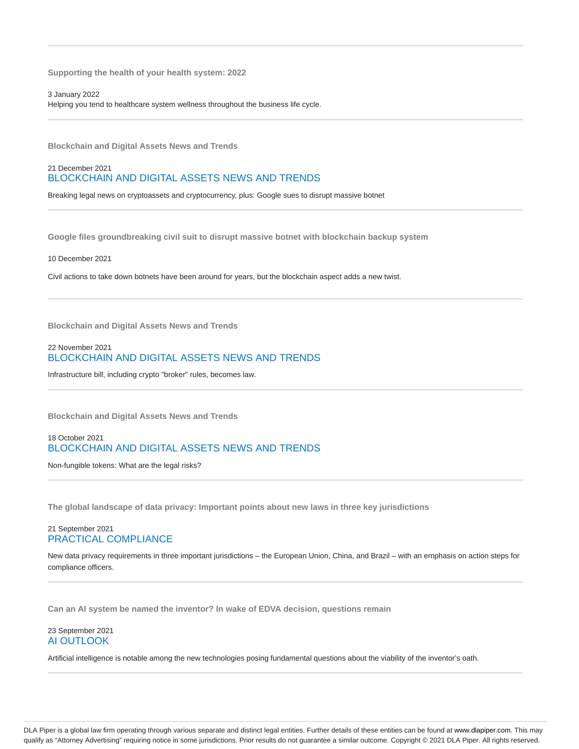---

**Supporting the health of your health system: 2022**

3 January 2022
Helping you tend to healthcare system wellness throughout the business life cycle.

---

**Blockchain and Digital Assets News and Trends**

21 December 2021
BLOCKCHAIN AND DIGITAL ASSETS NEWS AND TRENDS

Breaking legal news on cryptoassets and cryptocurrency, plus: Google sues to disrupt massive botnet

---

**Google files groundbreaking civil suit to disrupt massive botnet with blockchain backup system**

10 December 2021

Civil actions to take down botnets have been around for years, but the blockchain aspect adds a new twist.

---

**Blockchain and Digital Assets News and Trends**

22 November 2021
BLOCKCHAIN AND DIGITAL ASSETS NEWS AND TRENDS

Infrastructure bill, including crypto "broker" rules, becomes law.

---

**Blockchain and Digital Assets News and Trends**

18 October 2021
BLOCKCHAIN AND DIGITAL ASSETS NEWS AND TRENDS

Non-fungible tokens: What are the legal risks?

---

**The global landscape of data privacy: Important points about new laws in three key jurisdictions**

21 September 2021
PRACTICAL COMPLIANCE

New data privacy requirements in three important jurisdictions – the European Union, China, and Brazil – with an emphasis on action steps for compliance officers.

---

**Can an AI system be named the inventor? In wake of EDVA decision, questions remain**

23 September 2021
AI OUTLOOK

Artificial intelligence is notable among the new technologies posing fundamental questions about the viability of the inventor's oath.

---

DLA Piper is a global law firm operating through various separate and distinct legal entities. Further details of these entities can be found at www.dlapiper.com. This may qualify as "Attorney Advertising" requiring notice in some jurisdictions. Prior results do not guarantee a similar outcome. Copyright © 2021 DLA Piper. All rights reserved.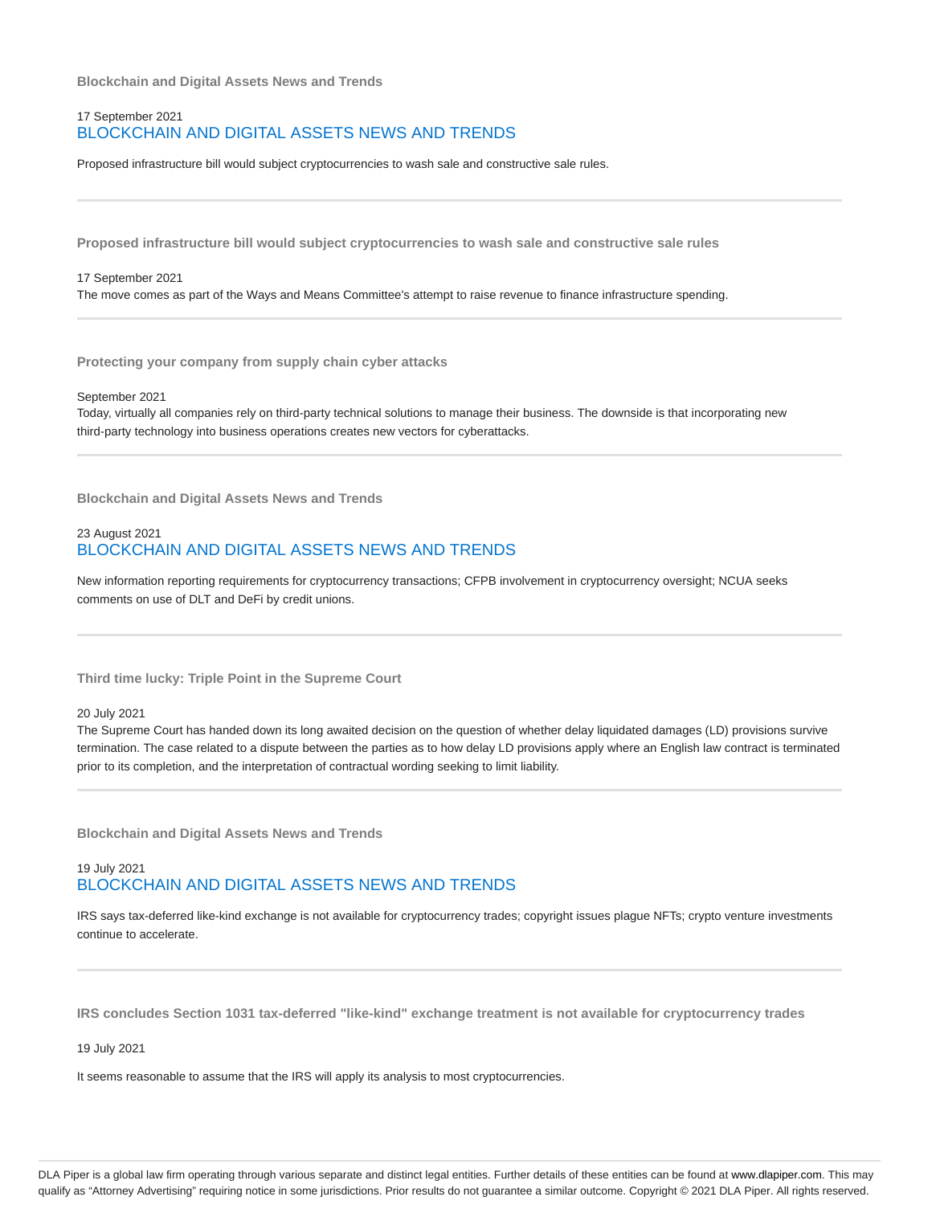### Blockchain and Digital Assets News and Trends

17 September 2021

## BLOCKCHAIN AND DIGITAL ASSETS NEWS AND TRENDS

Proposed infrastructure bill would subject cryptocurrencies to wash sale and constructive sale rules.

---

### Proposed infrastructure bill would subject cryptocurrencies to wash sale and constructive sale rules

17 September 2021

The move comes as part of the Ways and Means Committee's attempt to raise revenue to finance infrastructure spending.

---

### Protecting your company from supply chain cyber attacks

September 2021

Today, virtually all companies rely on third-party technical solutions to manage their business. The downside is that incorporating new third-party technology into business operations creates new vectors for cyberattacks.

---

### Blockchain and Digital Assets News and Trends

23 August 2021

## BLOCKCHAIN AND DIGITAL ASSETS NEWS AND TRENDS

New information reporting requirements for cryptocurrency transactions; CFPB involvement in cryptocurrency oversight; NCUA seeks comments on use of DLT and DeFi by credit unions.

---

### Third time lucky: Triple Point in the Supreme Court

20 July 2021

The Supreme Court has handed down its long awaited decision on the question of whether delay liquidated damages (LD) provisions survive termination. The case related to a dispute between the parties as to how delay LD provisions apply where an English law contract is terminated prior to its completion, and the interpretation of contractual wording seeking to limit liability.

---

### Blockchain and Digital Assets News and Trends

19 July 2021

## BLOCKCHAIN AND DIGITAL ASSETS NEWS AND TRENDS

IRS says tax-deferred like-kind exchange is not available for cryptocurrency trades; copyright issues plague NFTs; crypto venture investments continue to accelerate.

---

### IRS concludes Section 1031 tax-deferred "like-kind" exchange treatment is not available for cryptocurrency trades

19 July 2021

It seems reasonable to assume that the IRS will apply its analysis to most cryptocurrencies.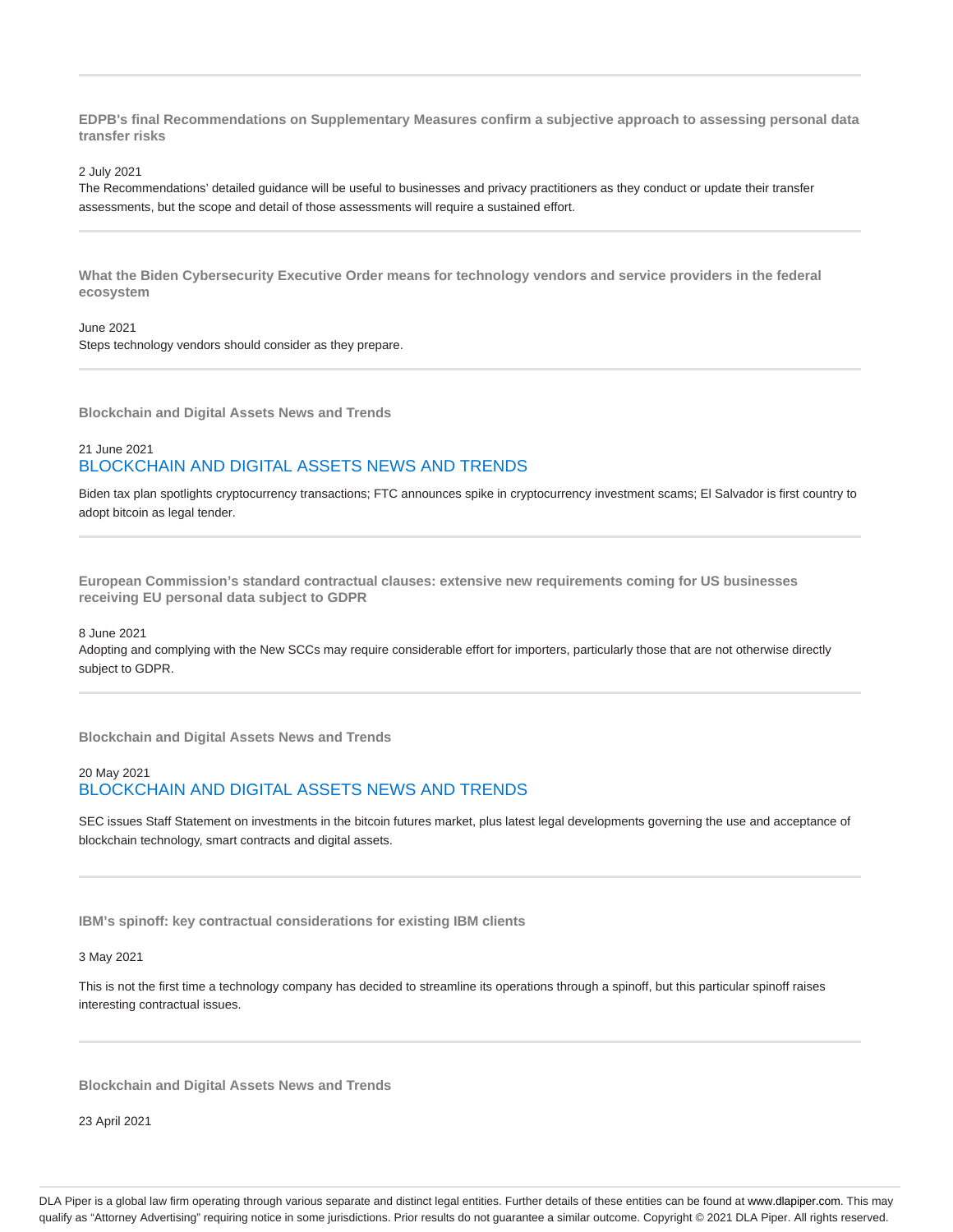---

**EDPB's final Recommendations on Supplementary Measures confirm a subjective approach to assessing personal data transfer risks**

2 July 2021

The Recommendations' detailed guidance will be useful to businesses and privacy practitioners as they conduct or update their transfer assessments, but the scope and detail of those assessments will require a sustained effort.

---

**What the Biden Cybersecurity Executive Order means for technology vendors and service providers in the federal ecosystem**

June 2021

Steps technology vendors should consider as they prepare.

---

**Blockchain and Digital Assets News and Trends**

21 June 2021

BLOCKCHAIN AND DIGITAL ASSETS NEWS AND TRENDS

Biden tax plan spotlights cryptocurrency transactions; FTC announces spike in cryptocurrency investment scams; El Salvador is first country to adopt bitcoin as legal tender.

---

**European Commission's standard contractual clauses: extensive new requirements coming for US businesses receiving EU personal data subject to GDPR**

8 June 2021

Adopting and complying with the New SCCs may require considerable effort for importers, particularly those that are not otherwise directly subject to GDPR.

---

**Blockchain and Digital Assets News and Trends**

20 May 2021

BLOCKCHAIN AND DIGITAL ASSETS NEWS AND TRENDS

SEC issues Staff Statement on investments in the bitcoin futures market, plus latest legal developments governing the use and acceptance of blockchain technology, smart contracts and digital assets.

---

**IBM's spinoff: key contractual considerations for existing IBM clients**

3 May 2021

This is not the first time a technology company has decided to streamline its operations through a spinoff, but this particular spinoff raises interesting contractual issues.

---

**Blockchain and Digital Assets News and Trends**

23 April 2021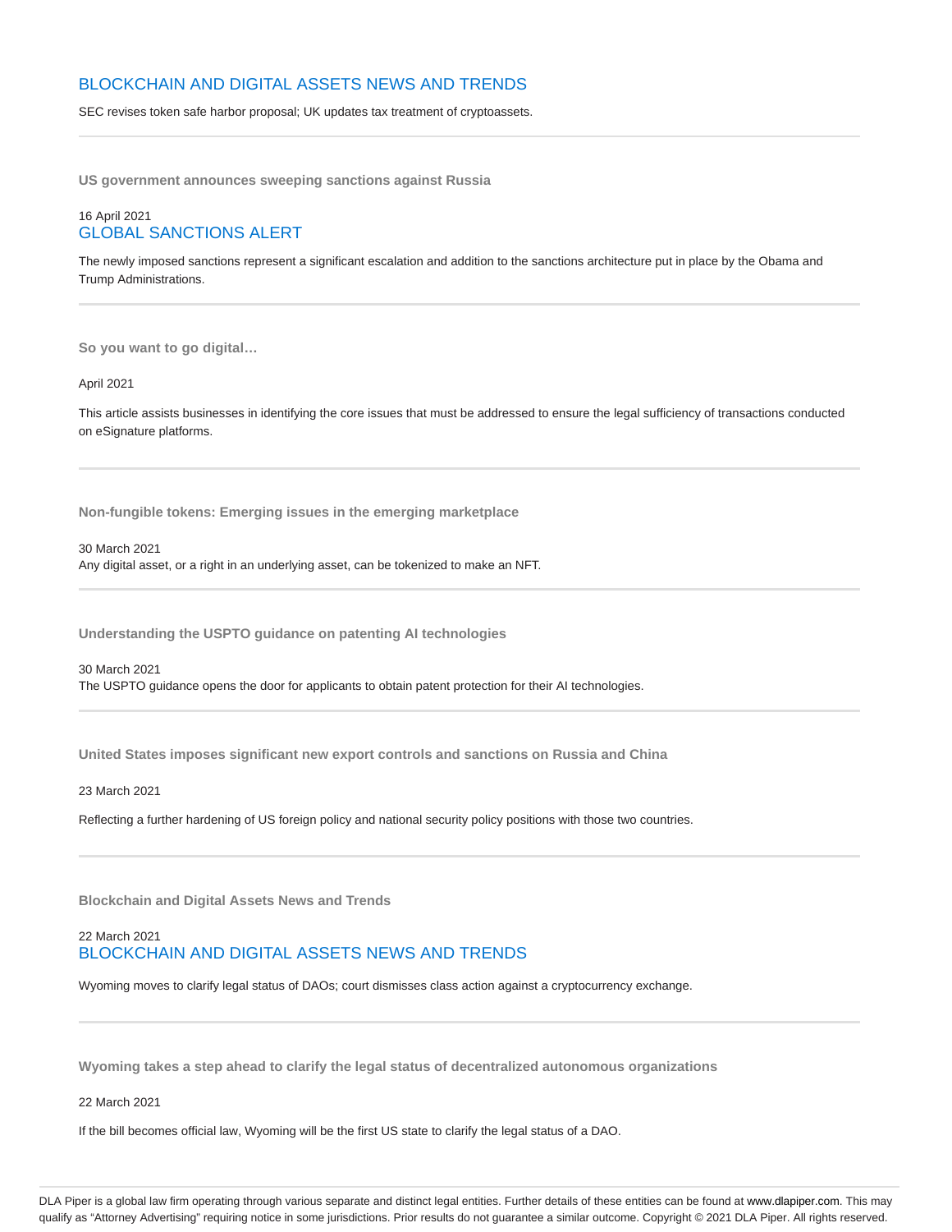## BLOCKCHAIN AND DIGITAL ASSETS NEWS AND TRENDS

SEC revises token safe harbor proposal; UK updates tax treatment of cryptoassets.

---

**US government announces sweeping sanctions against Russia**

16 April 2021

## GLOBAL SANCTIONS ALERT

The newly imposed sanctions represent a significant escalation and addition to the sanctions architecture put in place by the Obama and Trump Administrations.

---

**So you want to go digital…**

April 2021

This article assists businesses in identifying the core issues that must be addressed to ensure the legal sufficiency of transactions conducted on eSignature platforms.

---

**Non-fungible tokens: Emerging issues in the emerging marketplace**

30 March 2021

Any digital asset, or a right in an underlying asset, can be tokenized to make an NFT.

---

**Understanding the USPTO guidance on patenting AI technologies**

30 March 2021

The USPTO guidance opens the door for applicants to obtain patent protection for their AI technologies.

---

**United States imposes significant new export controls and sanctions on Russia and China**

23 March 2021

Reflecting a further hardening of US foreign policy and national security policy positions with those two countries.

---

**Blockchain and Digital Assets News and Trends**

22 March 2021

## BLOCKCHAIN AND DIGITAL ASSETS NEWS AND TRENDS

Wyoming moves to clarify legal status of DAOs; court dismisses class action against a cryptocurrency exchange.

---

**Wyoming takes a step ahead to clarify the legal status of decentralized autonomous organizations**

22 March 2021

If the bill becomes official law, Wyoming will be the first US state to clarify the legal status of a DAO.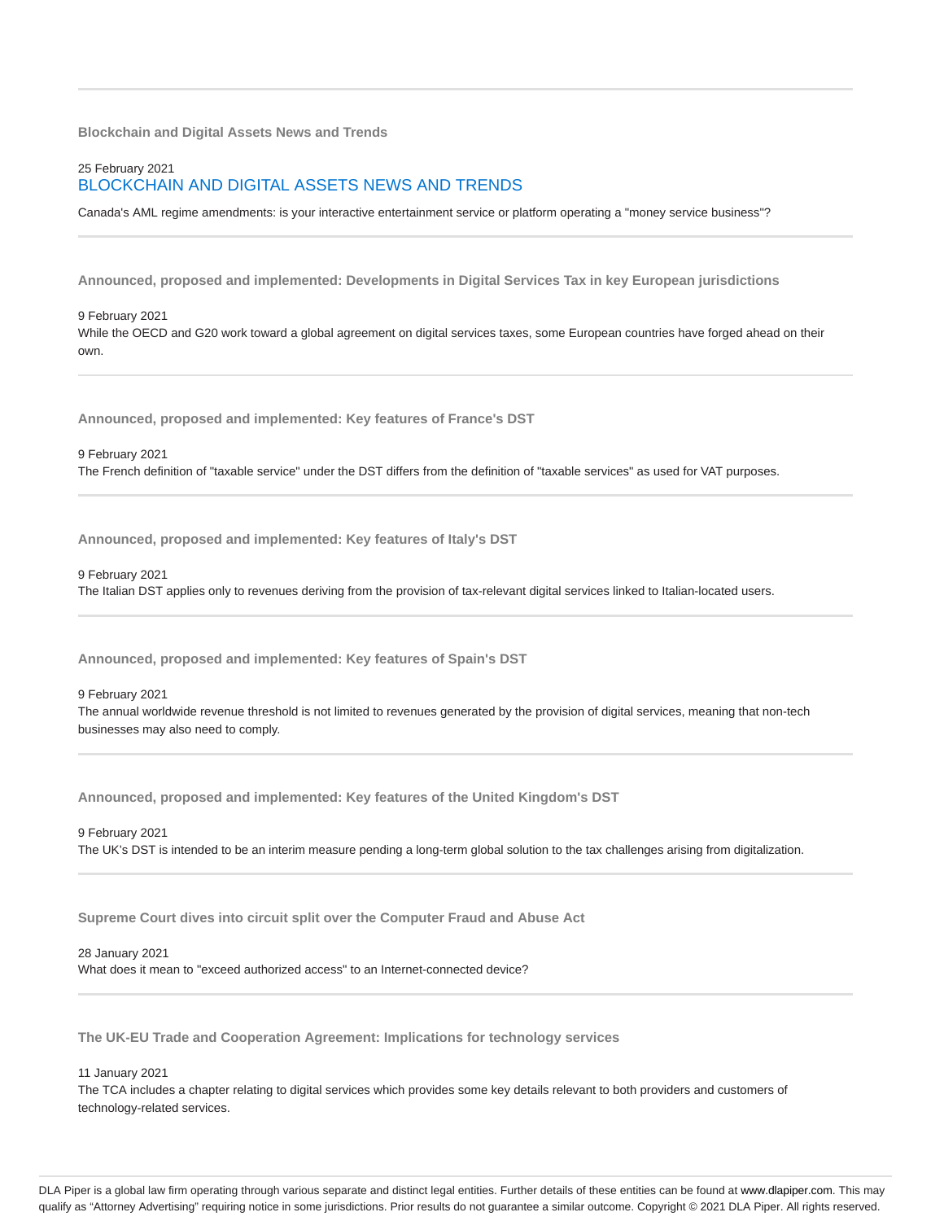**Blockchain and Digital Assets News and Trends**

25 February 2021

BLOCKCHAIN AND DIGITAL ASSETS NEWS AND TRENDS

Canada's AML regime amendments: is your interactive entertainment service or platform operating a "money service business"?

---

**Announced, proposed and implemented: Developments in Digital Services Tax in key European jurisdictions**

9 February 2021

While the OECD and G20 work toward a global agreement on digital services taxes, some European countries have forged ahead on their own.

---

**Announced, proposed and implemented: Key features of France's DST**

9 February 2021

The French definition of "taxable service" under the DST differs from the definition of "taxable services" as used for VAT purposes.

---

**Announced, proposed and implemented: Key features of Italy's DST**

9 February 2021

The Italian DST applies only to revenues deriving from the provision of tax-relevant digital services linked to Italian-located users.

---

**Announced, proposed and implemented: Key features of Spain's DST**

9 February 2021

The annual worldwide revenue threshold is not limited to revenues generated by the provision of digital services, meaning that non-tech businesses may also need to comply.

---

**Announced, proposed and implemented: Key features of the United Kingdom's DST**

9 February 2021

The UK's DST is intended to be an interim measure pending a long-term global solution to the tax challenges arising from digitalization.

---

**Supreme Court dives into circuit split over the Computer Fraud and Abuse Act**

28 January 2021

What does it mean to "exceed authorized access" to an Internet-connected device?

---

**The UK-EU Trade and Cooperation Agreement: Implications for technology services**

11 January 2021

The TCA includes a chapter relating to digital services which provides some key details relevant to both providers and customers of technology-related services.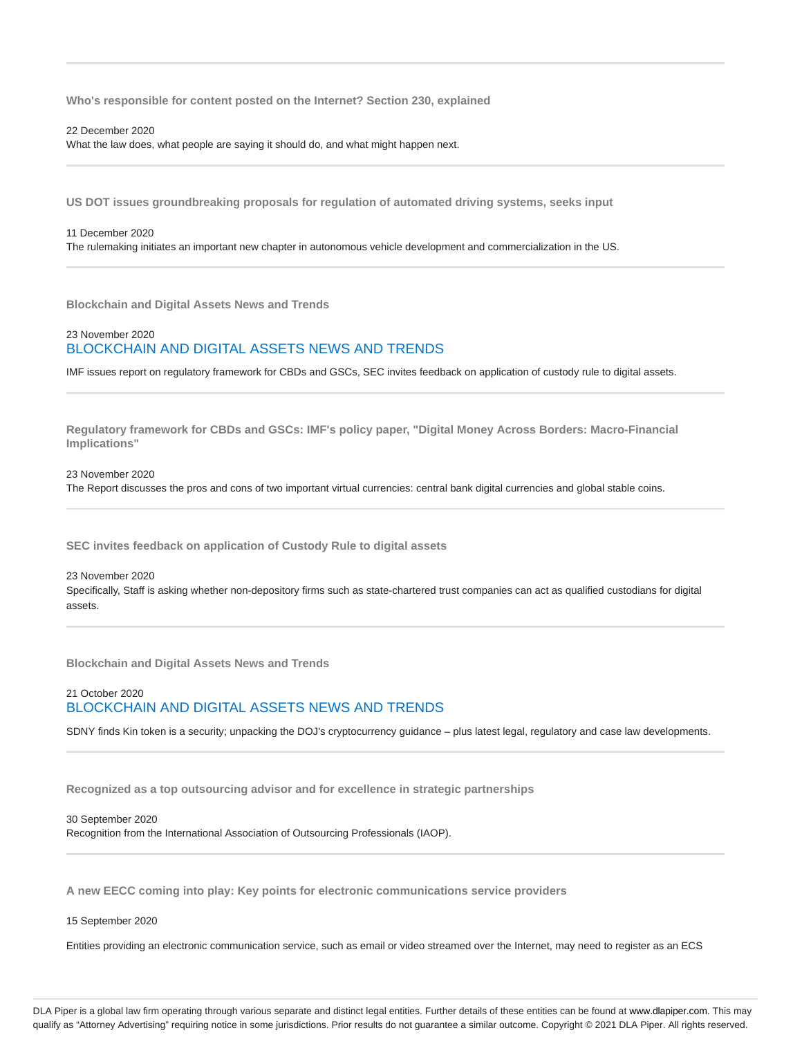---

**Who's responsible for content posted on the Internet? Section 230, explained**

22 December 2020
What the law does, what people are saying it should do, and what might happen next.

---

**US DOT issues groundbreaking proposals for regulation of automated driving systems, seeks input**

11 December 2020
The rulemaking initiates an important new chapter in autonomous vehicle development and commercialization in the US.

---

**Blockchain and Digital Assets News and Trends**

23 November 2020
BLOCKCHAIN AND DIGITAL ASSETS NEWS AND TRENDS

IMF issues report on regulatory framework for CBDs and GSCs, SEC invites feedback on application of custody rule to digital assets.

---

**Regulatory framework for CBDs and GSCs: IMF's policy paper, "Digital Money Across Borders: Macro-Financial Implications"**

23 November 2020
The Report discusses the pros and cons of two important virtual currencies: central bank digital currencies and global stable coins.

---

**SEC invites feedback on application of Custody Rule to digital assets**

23 November 2020
Specifically, Staff is asking whether non-depository firms such as state-chartered trust companies can act as qualified custodians for digital assets.

---

**Blockchain and Digital Assets News and Trends**

21 October 2020
BLOCKCHAIN AND DIGITAL ASSETS NEWS AND TRENDS

SDNY finds Kin token is a security; unpacking the DOJ's cryptocurrency guidance – plus latest legal, regulatory and case law developments.

---

**Recognized as a top outsourcing advisor and for excellence in strategic partnerships**

30 September 2020
Recognition from the International Association of Outsourcing Professionals (IAOP).

---

**A new EECC coming into play: Key points for electronic communications service providers**

15 September 2020

Entities providing an electronic communication service, such as email or video streamed over the Internet, may need to register as an ECS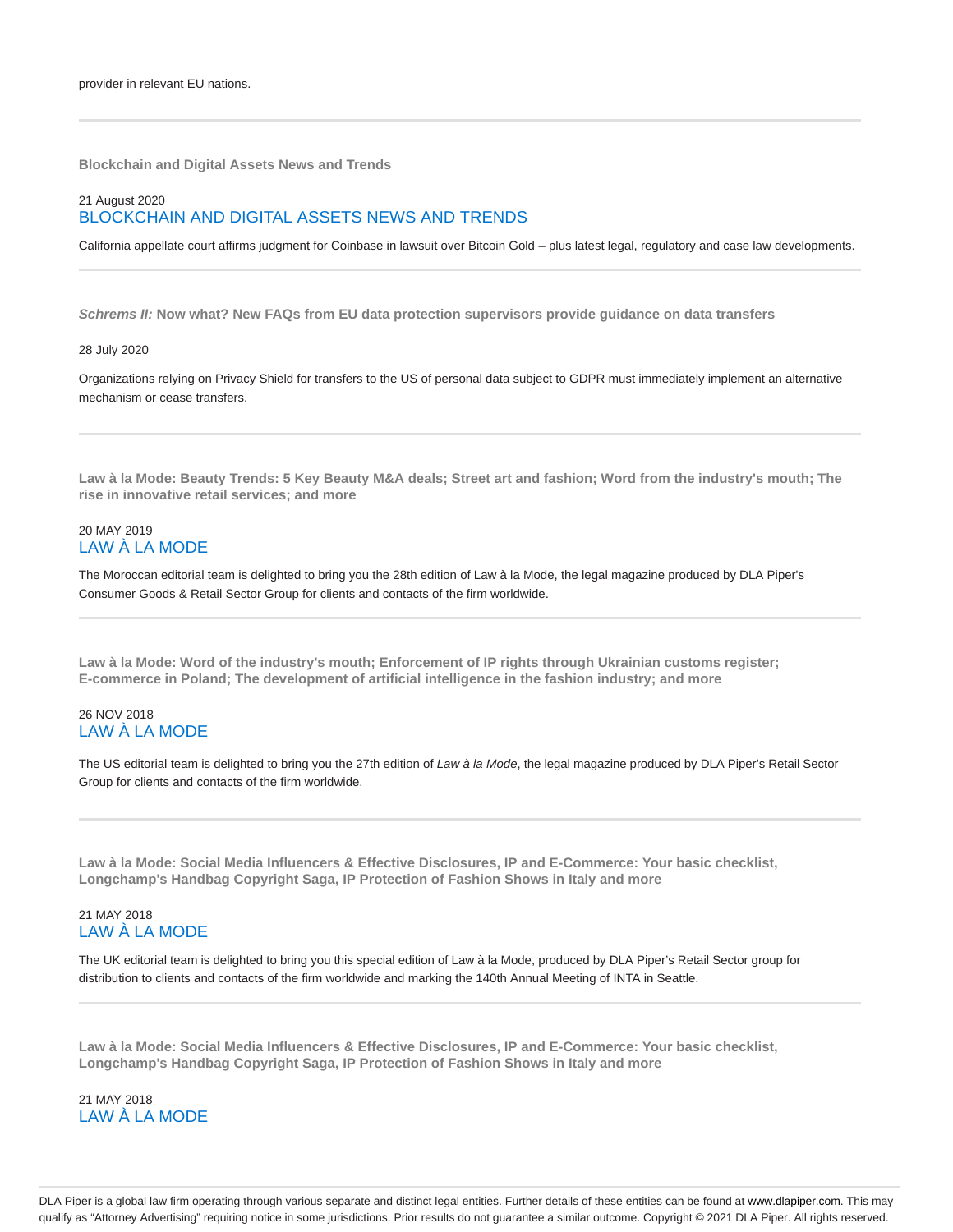provider in relevant EU nations.

---

**Blockchain and Digital Assets News and Trends**

21 August 2020

BLOCKCHAIN AND DIGITAL ASSETS NEWS AND TRENDS

California appellate court affirms judgment for Coinbase in lawsuit over Bitcoin Gold – plus latest legal, regulatory and case law developments.

---

***Schrems II:* Now what? New FAQs from EU data protection supervisors provide guidance on data transfers**

28 July 2020

Organizations relying on Privacy Shield for transfers to the US of personal data subject to GDPR must immediately implement an alternative mechanism or cease transfers.

---

**Law à la Mode: Beauty Trends: 5 Key Beauty M&A deals; Street art and fashion; Word from the industry's mouth; The rise in innovative retail services; and more**

20 MAY 2019

LAW À LA MODE

The Moroccan editorial team is delighted to bring you the 28th edition of Law à la Mode, the legal magazine produced by DLA Piper's Consumer Goods & Retail Sector Group for clients and contacts of the firm worldwide.

---

**Law à la Mode: Word of the industry's mouth; Enforcement of IP rights through Ukrainian customs register; E-commerce in Poland; The development of artificial intelligence in the fashion industry; and more**

26 NOV 2018

LAW À LA MODE

The US editorial team is delighted to bring you the 27th edition of *Law à la Mode*, the legal magazine produced by DLA Piper's Retail Sector Group for clients and contacts of the firm worldwide.

---

**Law à la Mode: Social Media Influencers & Effective Disclosures, IP and E-Commerce: Your basic checklist, Longchamp's Handbag Copyright Saga, IP Protection of Fashion Shows in Italy and more**

21 MAY 2018

LAW À LA MODE

The UK editorial team is delighted to bring you this special edition of Law à la Mode, produced by DLA Piper's Retail Sector group for distribution to clients and contacts of the firm worldwide and marking the 140th Annual Meeting of INTA in Seattle.

---

**Law à la Mode: Social Media Influencers & Effective Disclosures, IP and E-Commerce: Your basic checklist, Longchamp's Handbag Copyright Saga, IP Protection of Fashion Shows in Italy and more**

21 MAY 2018

LAW À LA MODE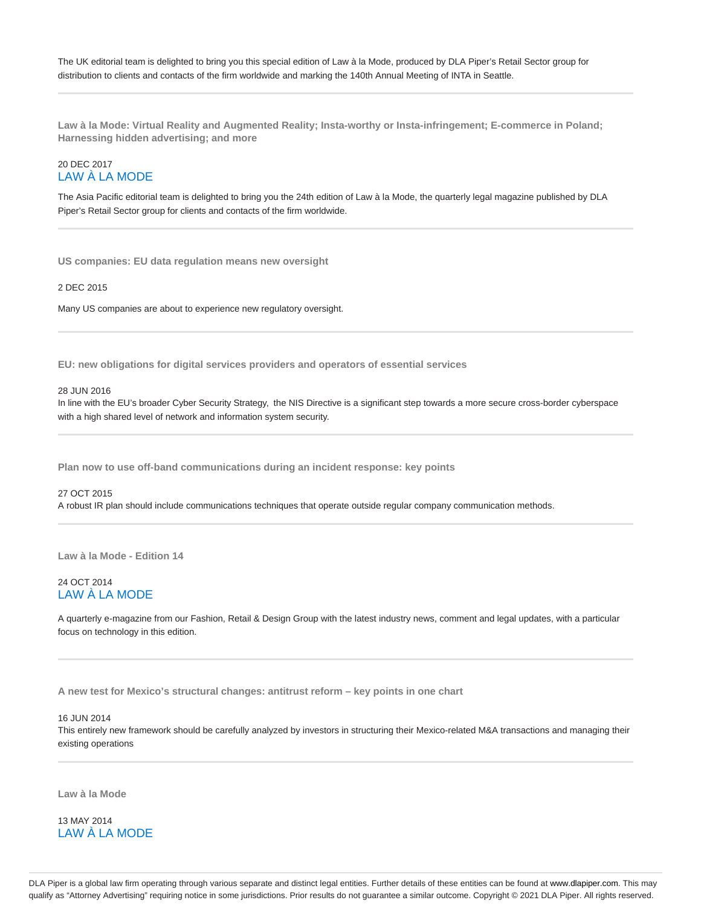The UK editorial team is delighted to bring you this special edition of Law à la Mode, produced by DLA Piper's Retail Sector group for distribution to clients and contacts of the firm worldwide and marking the 140th Annual Meeting of INTA in Seattle.

---

**Law à la Mode: Virtual Reality and Augmented Reality; Insta-worthy or Insta-infringement; E-commerce in Poland; Harnessing hidden advertising; and more**

20 DEC 2017

LAW À LA MODE

The Asia Pacific editorial team is delighted to bring you the 24th edition of Law à la Mode, the quarterly legal magazine published by DLA Piper's Retail Sector group for clients and contacts of the firm worldwide.

---

**US companies: EU data regulation means new oversight**

2 DEC 2015

Many US companies are about to experience new regulatory oversight.

---

**EU: new obligations for digital services providers and operators of essential services**

28 JUN 2016

In line with the EU's broader Cyber Security Strategy, the NIS Directive is a significant step towards a more secure cross-border cyberspace with a high shared level of network and information system security.

---

**Plan now to use off-band communications during an incident response: key points**

27 OCT 2015

A robust IR plan should include communications techniques that operate outside regular company communication methods.

---

**Law à la Mode - Edition 14**

24 OCT 2014

LAW À LA MODE

A quarterly e-magazine from our Fashion, Retail & Design Group with the latest industry news, comment and legal updates, with a particular focus on technology in this edition.

---

**A new test for Mexico's structural changes: antitrust reform – key points in one chart**

16 JUN 2014

This entirely new framework should be carefully analyzed by investors in structuring their Mexico-related M&A transactions and managing their existing operations

---

**Law à la Mode**

13 MAY 2014

LAW À LA MODE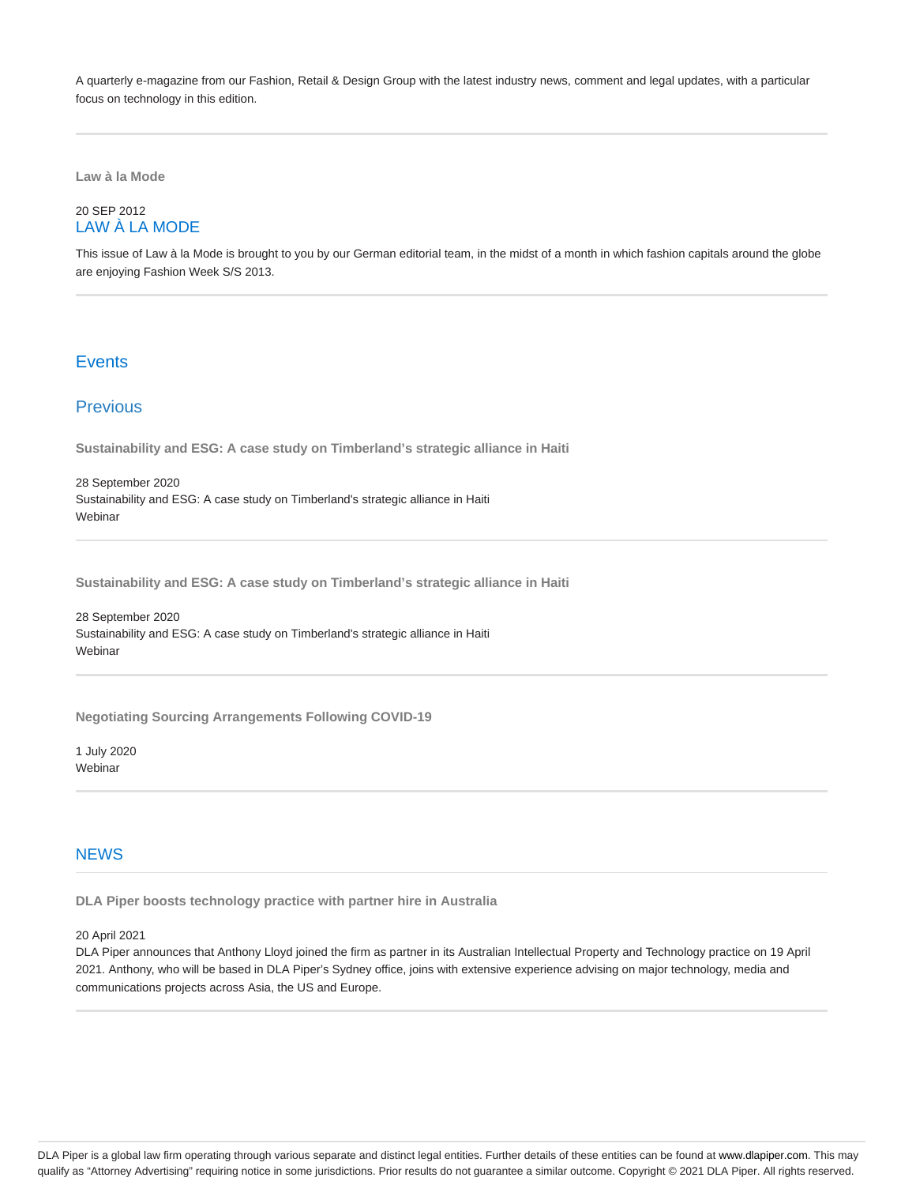A quarterly e-magazine from our Fashion, Retail & Design Group with the latest industry news, comment and legal updates, with a particular focus on technology in this edition.

---

**Law à la Mode**

20 SEP 2012
LAW À LA MODE

This issue of Law à la Mode is brought to you by our German editorial team, in the midst of a month in which fashion capitals around the globe are enjoying Fashion Week S/S 2013.

---

## Events

## Previous

**Sustainability and ESG: A case study on Timberland's strategic alliance in Haiti**

28 September 2020
Sustainability and ESG: A case study on Timberland's strategic alliance in Haiti
Webinar

---

**Sustainability and ESG: A case study on Timberland's strategic alliance in Haiti**

28 September 2020
Sustainability and ESG: A case study on Timberland's strategic alliance in Haiti
Webinar

---

**Negotiating Sourcing Arrangements Following COVID-19**

1 July 2020
Webinar

---

## NEWS

**DLA Piper boosts technology practice with partner hire in Australia**

20 April 2021
DLA Piper announces that Anthony Lloyd joined the firm as partner in its Australian Intellectual Property and Technology practice on 19 April 2021. Anthony, who will be based in DLA Piper's Sydney office, joins with extensive experience advising on major technology, media and communications projects across Asia, the US and Europe.

---

DLA Piper is a global law firm operating through various separate and distinct legal entities. Further details of these entities can be found at www.dlapiper.com. This may qualify as "Attorney Advertising" requiring notice in some jurisdictions. Prior results do not guarantee a similar outcome. Copyright © 2021 DLA Piper. All rights reserved.